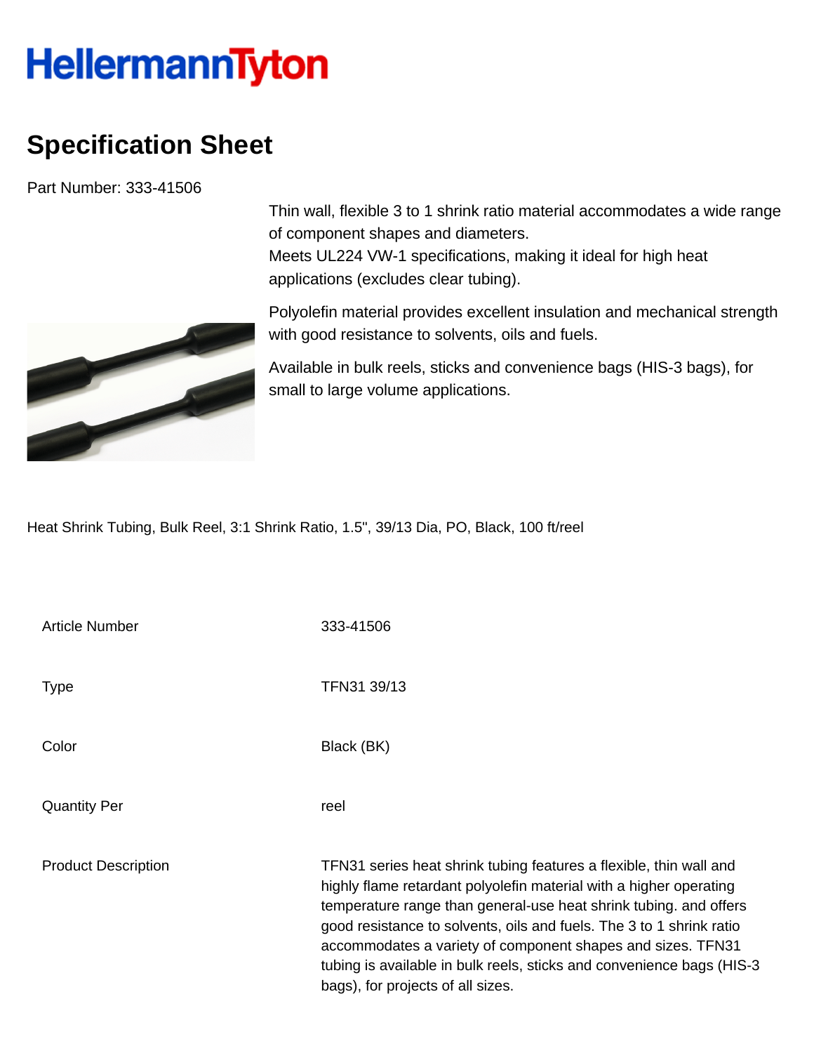HellermannTyton

# Specification Sheet

Part Number: 333-41506

Thin wall, flexible 3 to 1 shrink ratio material accommodates a wide range of component shapes and diameters.
Meets UL224 VW-1 specifications, making it ideal for high heat applications (excludes clear tubing).

Polyolefin material provides excellent insulation and mechanical strength with good resistance to solvents, oils and fuels.

Available in bulk reels, sticks and convenience bags (HIS-3 bags), for small to large volume applications.

Heat Shrink Tubing, Bulk Reel, 3:1 Shrink Ratio, 1.5", 39/13 Dia, PO, Black, 100 ft/reel

| | |
|---|---|
| Article Number | 333-41506 |
| Type | TFN31 39/13 |
| Color | Black (BK) |
| Quantity Per | reel |
| Product Description | TFN31 series heat shrink tubing features a flexible, thin wall and highly flame retardant polyolefin material with a higher operating temperature range than general-use heat shrink tubing. and offers good resistance to solvents, oils and fuels. The 3 to 1 shrink ratio accommodates a variety of component shapes and sizes. TFN31 tubing is available in bulk reels, sticks and convenience bags (HIS-3 bags), for projects of all sizes. |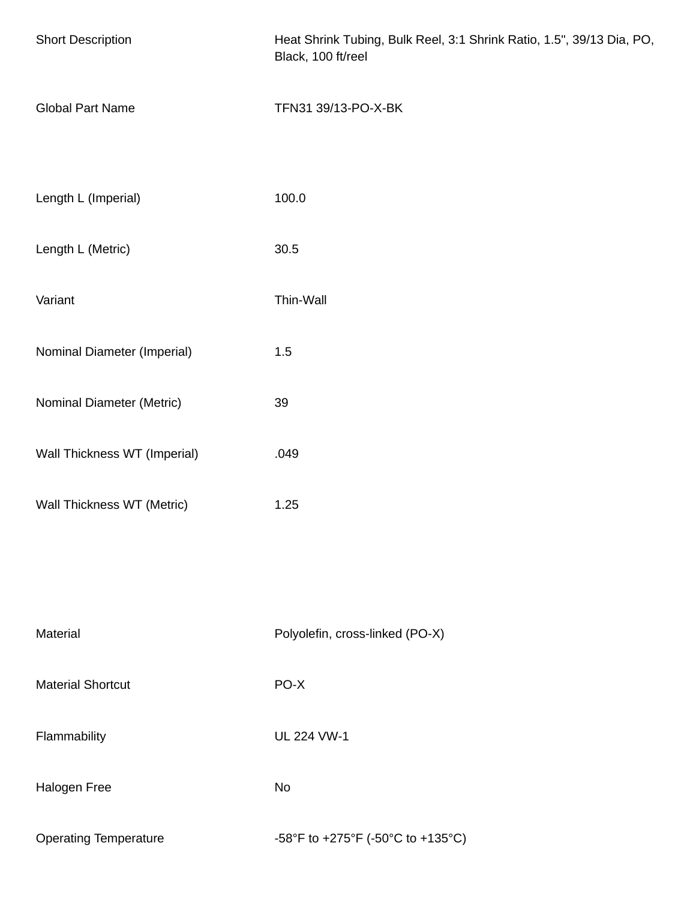| | |
|---|---|
| Short Description | Heat Shrink Tubing, Bulk Reel, 3:1 Shrink Ratio, 1.5", 39/13 Dia, PO, Black, 100 ft/reel |
| Global Part Name | TFN31 39/13-PO-X-BK |

| | |
|---|---|
| Length L (Imperial) | 100.0 |
| Length L (Metric) | 30.5 |
| Variant | Thin-Wall |
| Nominal Diameter (Imperial) | 1.5 |
| Nominal Diameter (Metric) | 39 |
| Wall Thickness WT (Imperial) | .049 |
| Wall Thickness WT (Metric) | 1.25 |

| | |
|---|---|
| Material | Polyolefin, cross-linked (PO-X) |
| Material Shortcut | PO-X |
| Flammability | UL 224 VW-1 |
| Halogen Free | No |
| Operating Temperature | -58°F to +275°F (-50°C to +135°C) |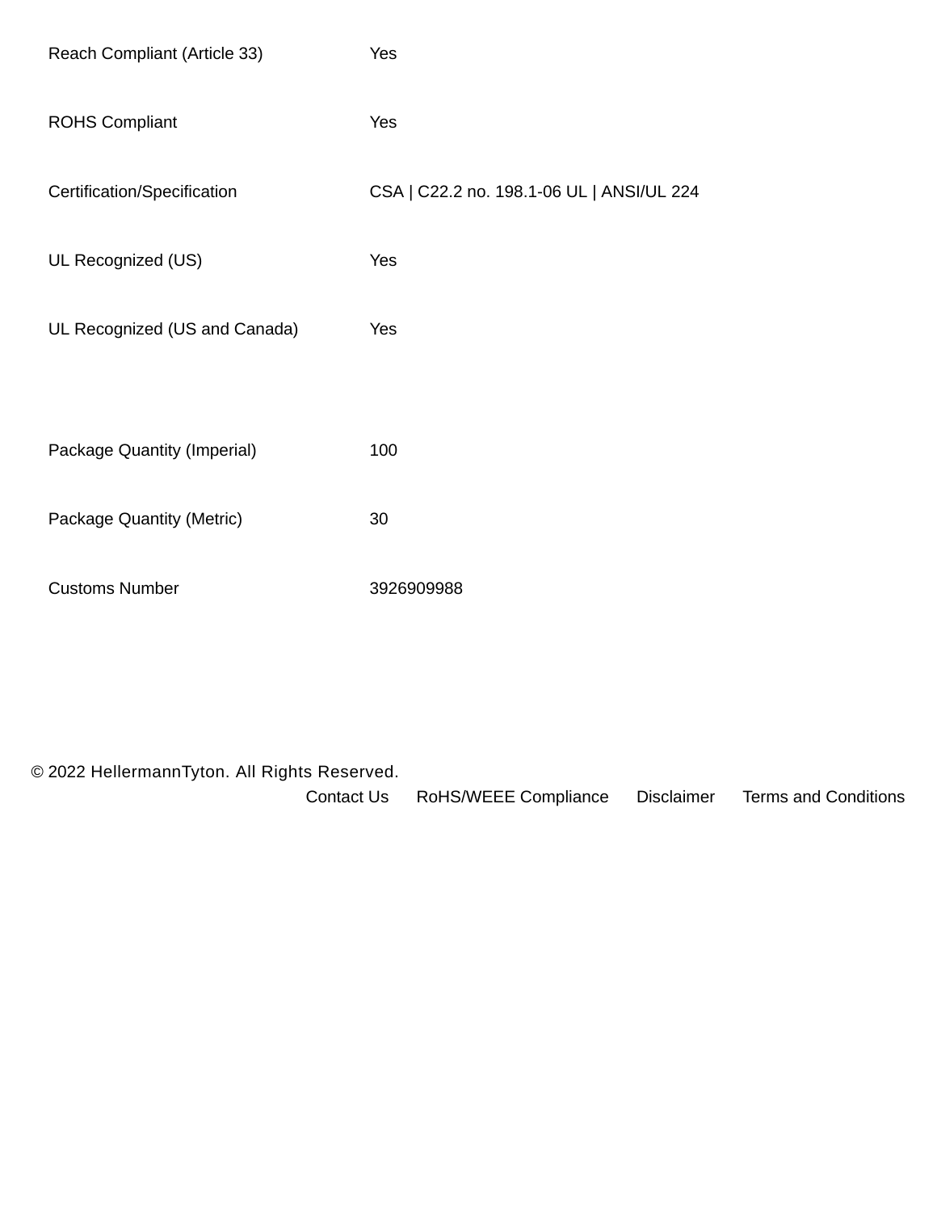| | |
|---|---|
| Reach Compliant (Article 33) | Yes |
| ROHS Compliant | Yes |
| Certification/Specification | CSA \| C22.2 no. 198.1-06 UL \| ANSI/UL 224 |
| UL Recognized (US) | Yes |
| UL Recognized (US and Canada) | Yes |

| | |
|---|---|
| Package Quantity (Imperial) | 100 |
| Package Quantity (Metric) | 30 |
| Customs Number | 3926909988 |

© 2022 HellermannTyton. All Rights Reserved.

Contact Us RoHS/WEEE Compliance Disclaimer Terms and Conditions